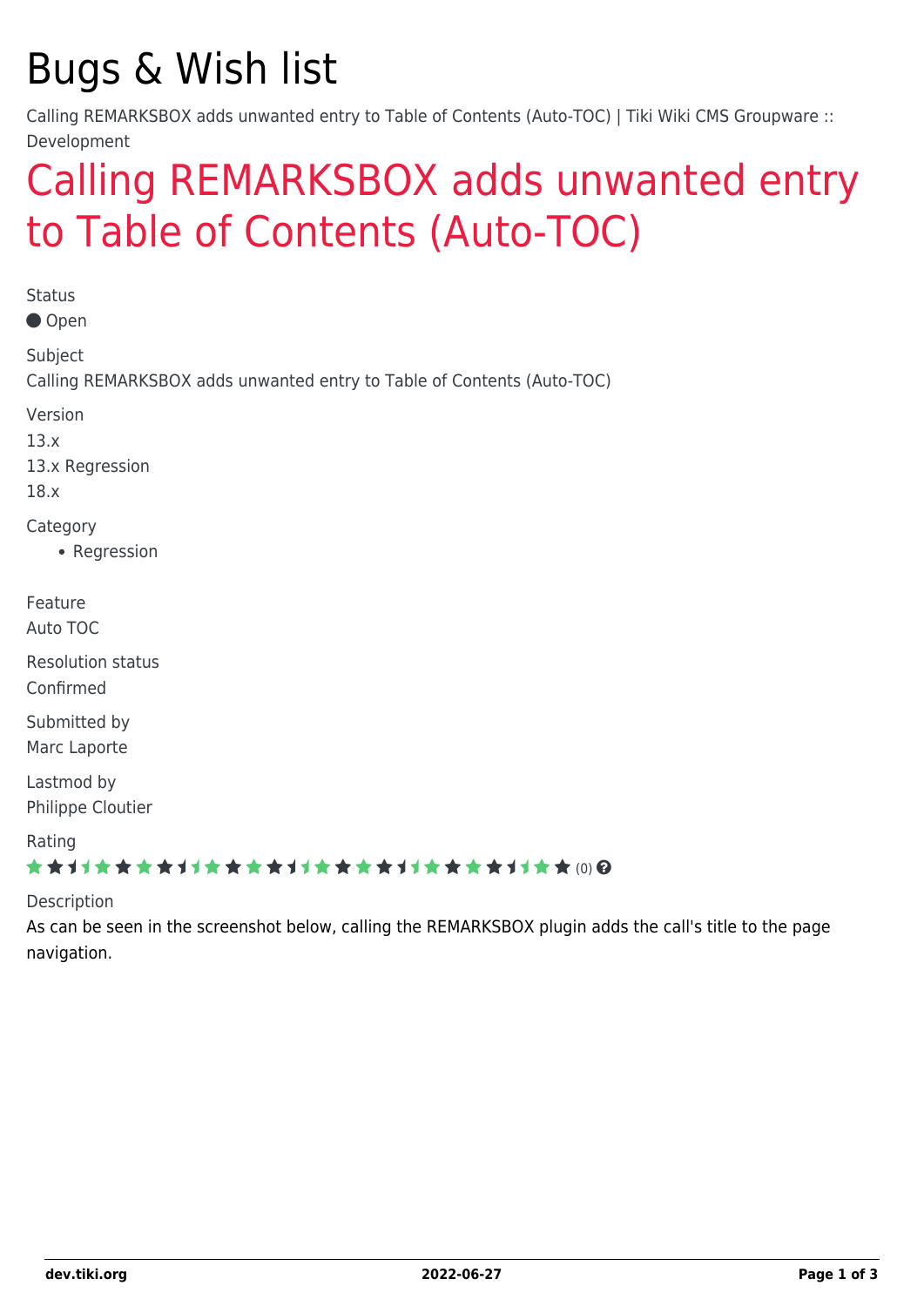# Bugs & Wish list

Calling REMARKSBOX adds unwanted entry to Table of Contents (Auto-TOC) | Tiki Wiki CMS Groupware :: Development

## Calling REMARKSBOX adds unwanted entry to Table of Contents (Auto-TOC)

Status

● Open

Subject

Calling REMARKSBOX adds unwanted entry to Table of Contents (Auto-TOC)

Version

13.x

13.x Regression

18.x

Category

- Regression

Feature

Auto TOC

Resolution status

Confirmed

Submitted by

Marc Laporte

Lastmod by

Philippe Cloutier

Rating

(0)

Description

As can be seen in the screenshot below, calling the REMARKSBOX plugin adds the call's title to the page navigation.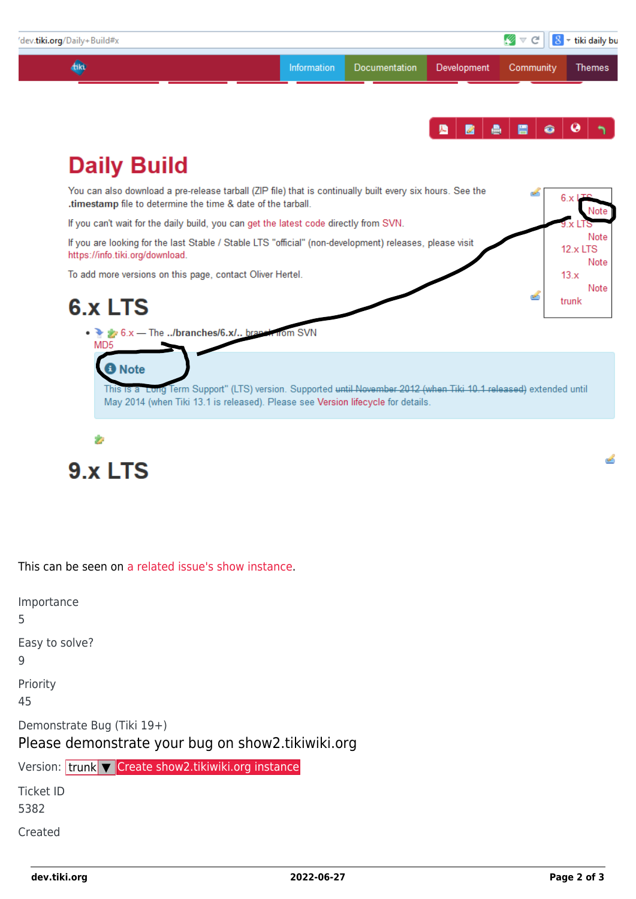dev.tiki.org/Daily+Build#x

Information | Documentation | Development | Community | Themes

# Daily Build

You can also download a pre-release tarball (ZIP file) that is continually built every six hours. See the **.timestamp** file to determine the time & date of the tarball.

If you can't wait for the daily build, you can get the latest code directly from SVN.

If you are looking for the last Stable / Stable LTS "official" (non-development) releases, please visit https://info.tiki.org/download.

To add more versions on this page, contact Oliver Hertel.

- 6.x LTS
  - Note
- 9.x LTS
  - Note
- 12.x LTS
  - Note
- 13.x
  - Note
- trunk

## 6.x LTS

- 6.x — The **../branches/6.x/..** branch from SVN

MD5

**Note**

This is a "Long Term Support" (LTS) version. Supported ~~until November 2012 (when Tiki 10.1 released)~~ extended until May 2014 (when Tiki 13.1 is released). Please see Version lifecycle for details.

## 9.x LTS

This can be seen on a related issue's show instance.

Importance
5

Easy to solve?
9

Priority
45

Demonstrate Bug (Tiki 19+)

Please demonstrate your bug on show2.tikiwiki.org

Version: trunk ▼ Create show2.tikiwiki.org instance

Ticket ID
5382

Created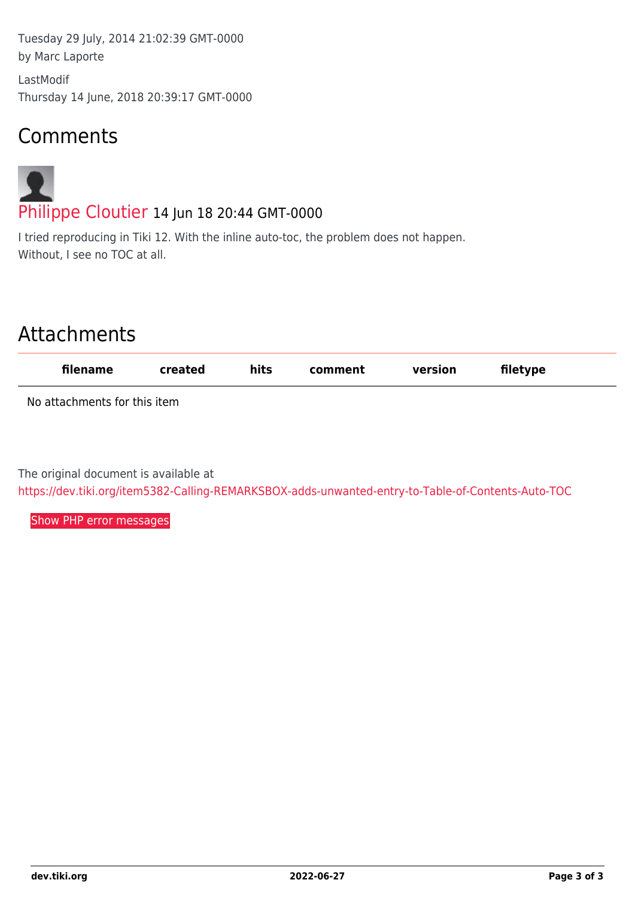Tuesday 29 July, 2014 21:02:39 GMT-0000
by Marc Laporte

LastModif
Thursday 14 June, 2018 20:39:17 GMT-0000

## Comments

Philippe Cloutier 14 Jun 18 20:44 GMT-0000

I tried reproducing in Tiki 12. With the inline auto-toc, the problem does not happen.
Without, I see no TOC at all.

## Attachments

| filename | created | hits | comment | version | filetype |
|---|---|---|---|---|---|
| No attachments for this item | | | | | |

The original document is available at
https://dev.tiki.org/item5382-Calling-REMARKSBOX-adds-unwanted-entry-to-Table-of-Contents-Auto-TOC

Show PHP error messages